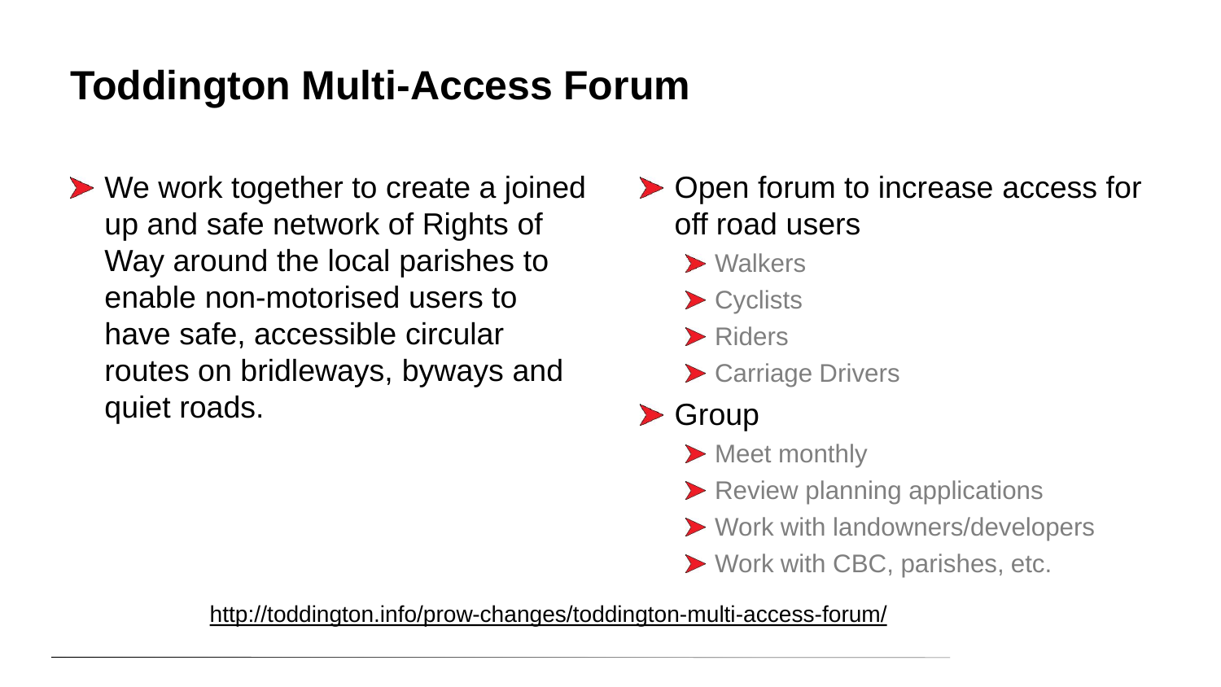# Toddington Multi-Access Forum

- We work together to create a joined up and safe network of Rights of Way around the local parishes to enable non-motorised users to have safe, accessible circular routes on bridleways, byways and quiet roads.

- Open forum to increase access for off road users
  - Walkers
  - Cyclists
  - Riders
  - Carriage Drivers
- Group
  - Meet monthly
  - Review planning applications
  - Work with landowners/developers
  - Work with CBC, parishes, etc.

http://toddington.info/prow-changes/toddington-multi-access-forum/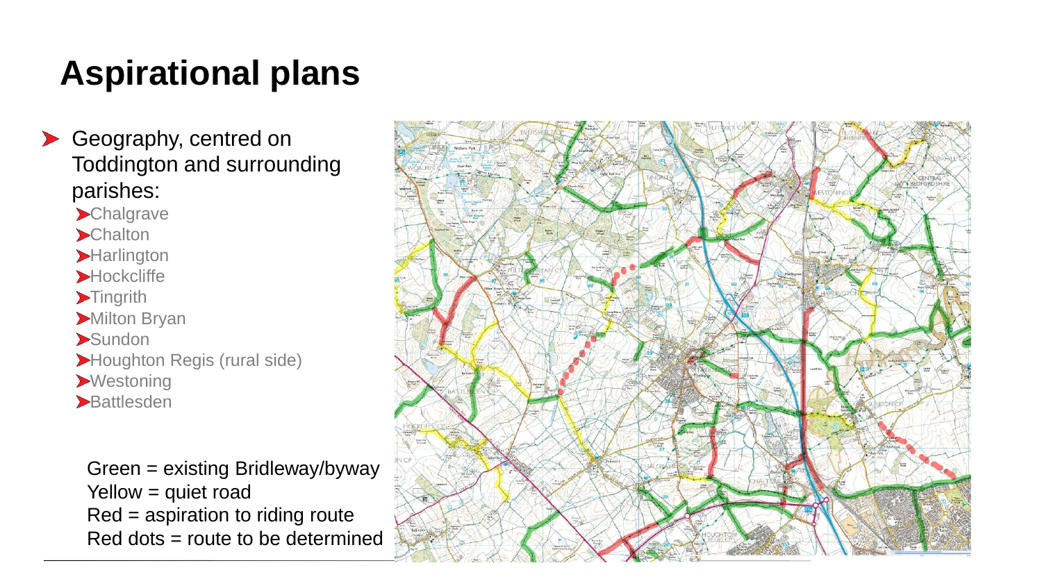# Aspirational plans

- Geography, centred on Toddington and surrounding parishes:
  - Chalgrave
  - Chalton
  - Harlington
  - Hockcliffe
  - Tingrith
  - Milton Bryan
  - Sundon
  - Houghton Regis (rural side)
  - Westoning
  - Battlesden

Green = existing Bridleway/byway
Yellow = quiet road
Red = aspiration to riding route
Red dots = route to be determined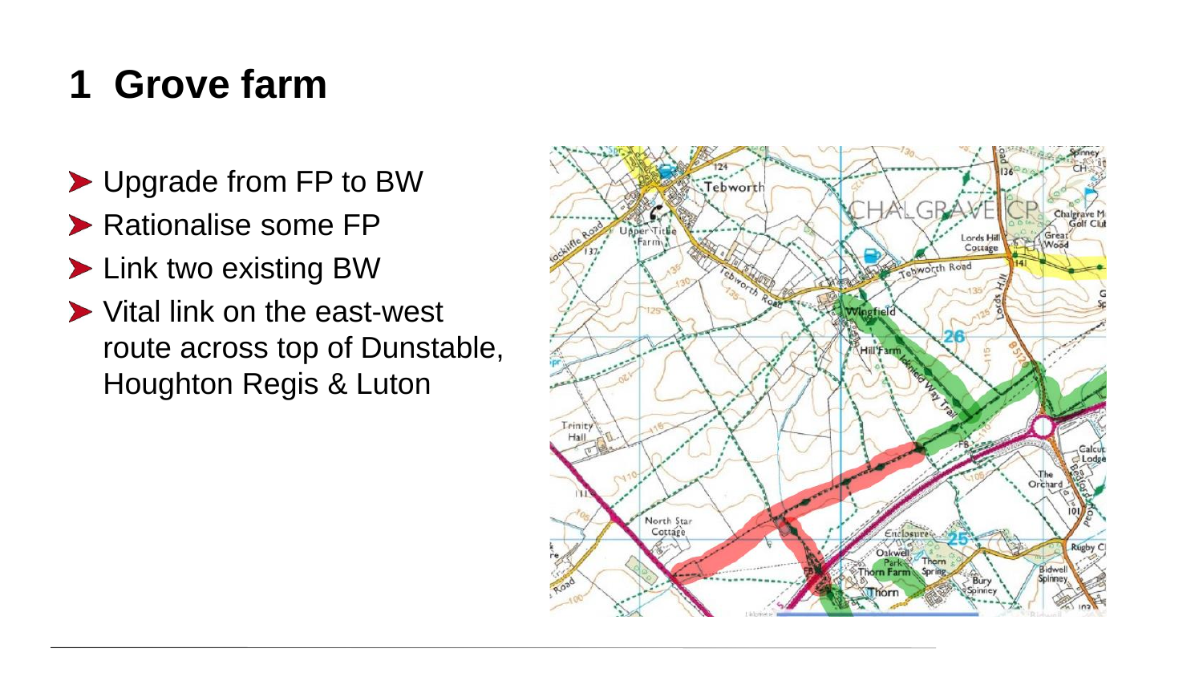# 1 Grove farm

- Upgrade from FP to BW
- Rationalise some FP
- Link two existing BW
- Vital link on the east-west route across top of Dunstable, Houghton Regis & Luton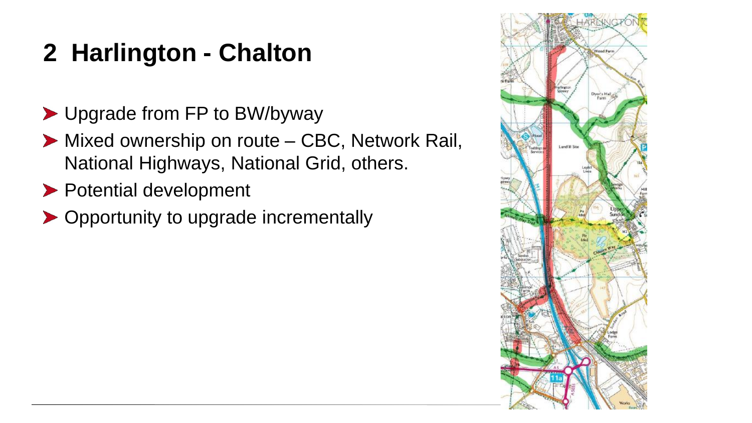# 2 Harlington - Chalton

- Upgrade from FP to BW/byway
- Mixed ownership on route – CBC, Network Rail, National Highways, National Grid, others.
- Potential development
- Opportunity to upgrade incrementally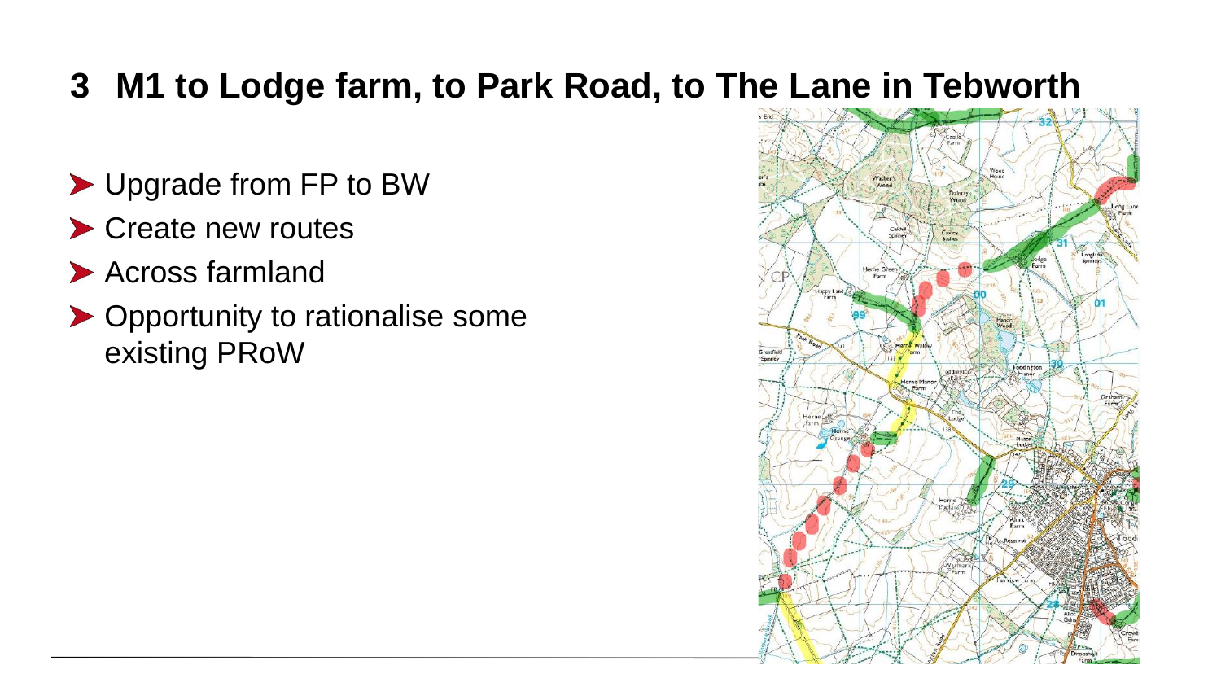# 3 M1 to Lodge farm, to Park Road, to The Lane in Tebworth

- Upgrade from FP to BW
- Create new routes
- Across farmland
- Opportunity to rationalise some existing PRoW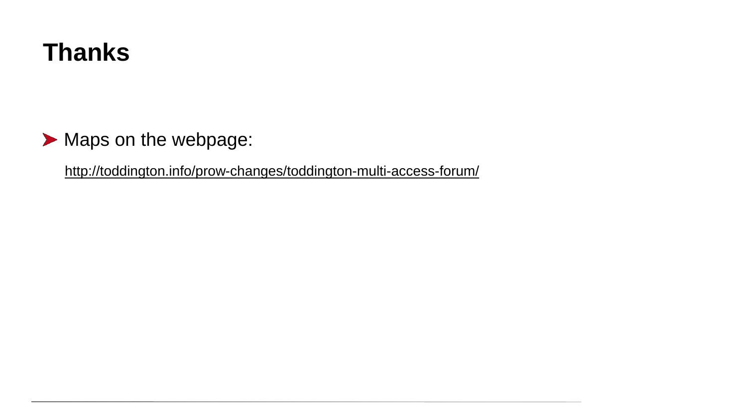# Thanks

- Maps on the webpage:

  http://toddington.info/prow-changes/toddington-multi-access-forum/